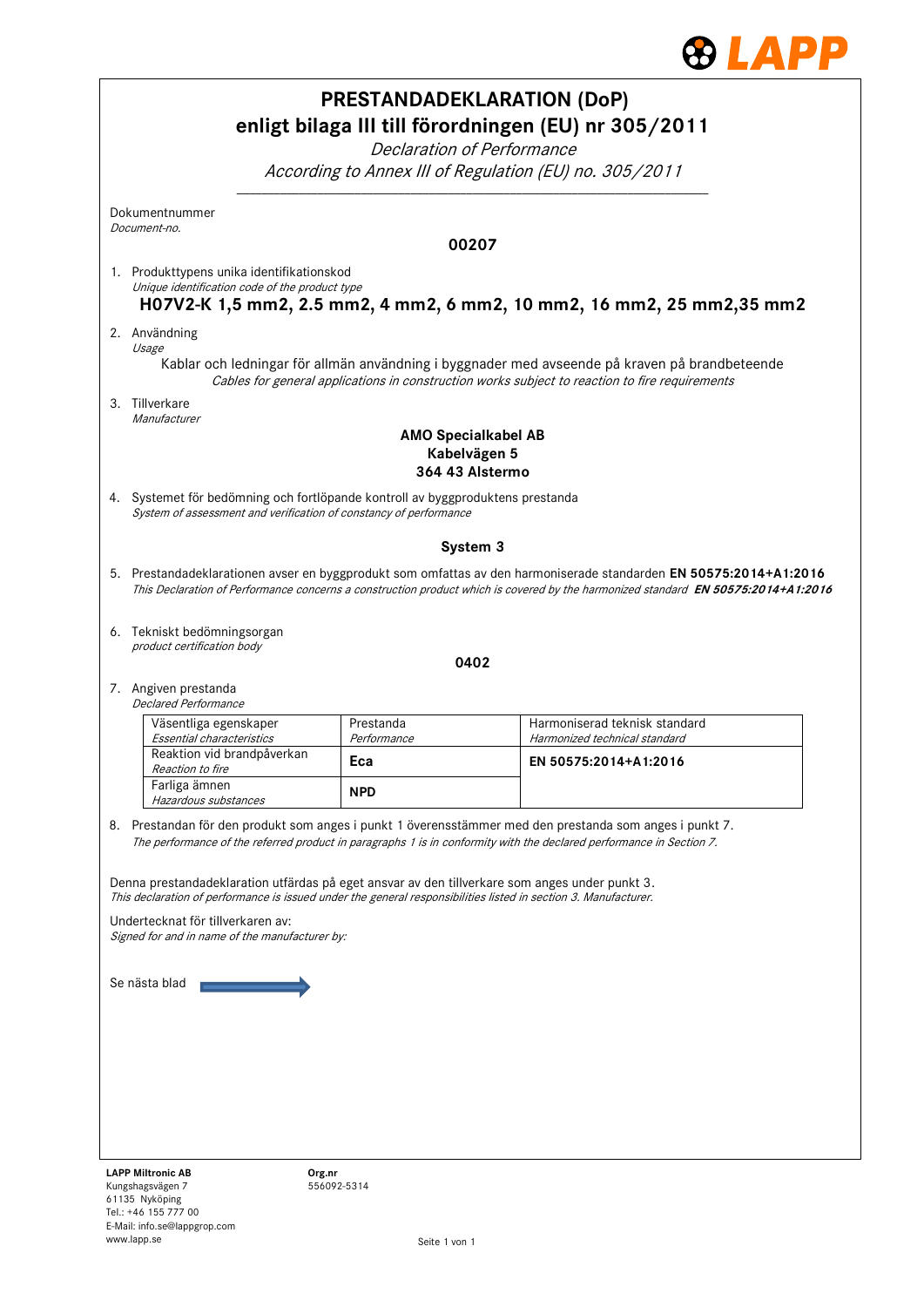# PRESTANDADEKLARATION (DoP)
# enligt bilaga III till förordningen (EU) nr 305/2011

*Declaration of Performance*

*According to Annex III of Regulation (EU) no. 305/2011*

Dokumentnummer
*Document-no.*

**00207**

1. Produkttypens unika identifikationskod
   *Unique identification code of the product type*

   **H07V2-K 1,5 mm2, 2.5 mm2, 4 mm2, 6 mm2, 10 mm2, 16 mm2, 25 mm2,35 mm2**

2. Användning
   *Usage*

   Kablar och ledningar för allmän användning i byggnader med avseende på kraven på brandbeteende
   *Cables for general applications in construction works subject to reaction to fire requirements*

3. Tillverkare
   *Manufacturer*

   **AMO Specialkabel AB**
   **Kabelvägen 5**
   **364 43 Alstermo**

4. Systemet för bedömning och fortlöpande kontroll av byggproduktens prestanda
   *System of assessment and verification of constancy of performance*

   **System 3**

5. Prestandadeklarationen avser en byggprodukt som omfattas av den harmoniserade standarden **EN 50575:2014+A1:2016**
   *This Declaration of Performance concerns a construction product which is covered by the harmonized standard* ***EN 50575:2014+A1:2016***

6. Tekniskt bedömningsorgan
   *product certification body*

   **0402**

7. Angiven prestanda
   *Declared Performance*

| Väsentliga egenskaper *Essential characteristics* | Prestanda *Performance* | Harmoniserad teknisk standard *Harmonized technical standard* |
|---|---|---|
| Reaktion vid brandpåverkan *Reaction to fire* | **Eca** | **EN 50575:2014+A1:2016** |
| Farliga ämnen *Hazardous substances* | **NPD** | |

8. Prestandan för den produkt som anges i punkt 1 överensstämmer med den prestanda som anges i punkt 7.
   *The performance of the referred product in paragraphs 1 is in conformity with the declared performance in Section 7.*

Denna prestandadeklaration utfärdas på eget ansvar av den tillverkare som anges under punkt 3.
*This declaration of performance is issued under the general responsibilities listed in section 3. Manufacturer.*

Undertecknat för tillverkaren av:
*Signed for and in name of the manufacturer by:*

Se nästa blad →

**LAPP Miltronic AB**
Kungshagsvägen 7
61135 Nyköping
Tel.: +46 155 777 00
E-Mail: info.se@lappgrop.com
www.lapp.se

**Org.nr**
556092-5314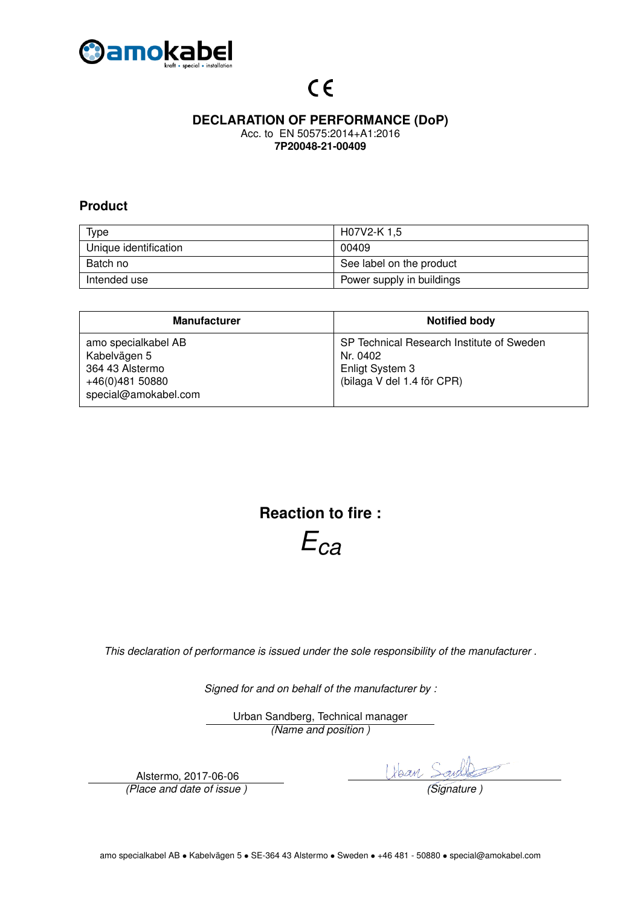amokabel
kraft • special • installation

CE

# DECLARATION OF PERFORMANCE (DoP)

Acc. to EN 50575:2014+A1:2016

**7P20048-21-00409**

## Product

| Type | H07V2-K 1,5 |
|---|---|
| Unique identification | 00409 |
| Batch no | See label on the product |
| Intended use | Power supply in buildings |

| Manufacturer | Notified body |
|---|---|
| amo specialkabel AB<br>Kabelvägen 5<br>364 43 Alstermo<br>+46(0)481 50880<br>special@amokabel.com | SP Technical Research Institute of Sweden<br>Nr. 0402<br>Enligt System 3<br>(bilaga V del 1.4 för CPR) |

## Reaction to fire :

$E_{ca}$

*This declaration of performance is issued under the sole responsibility of the manufacturer .*

*Signed for and on behalf of the manufacturer by :*

Urban Sandberg, Technical manager
*(Name and position )*

Alstermo, 2017-06-06
*(Place and date of issue )*

*(Signature )*

amo specialkabel AB • Kabelvägen 5 • SE-364 43 Alstermo • Sweden • +46 481 - 50880 • special@amokabel.com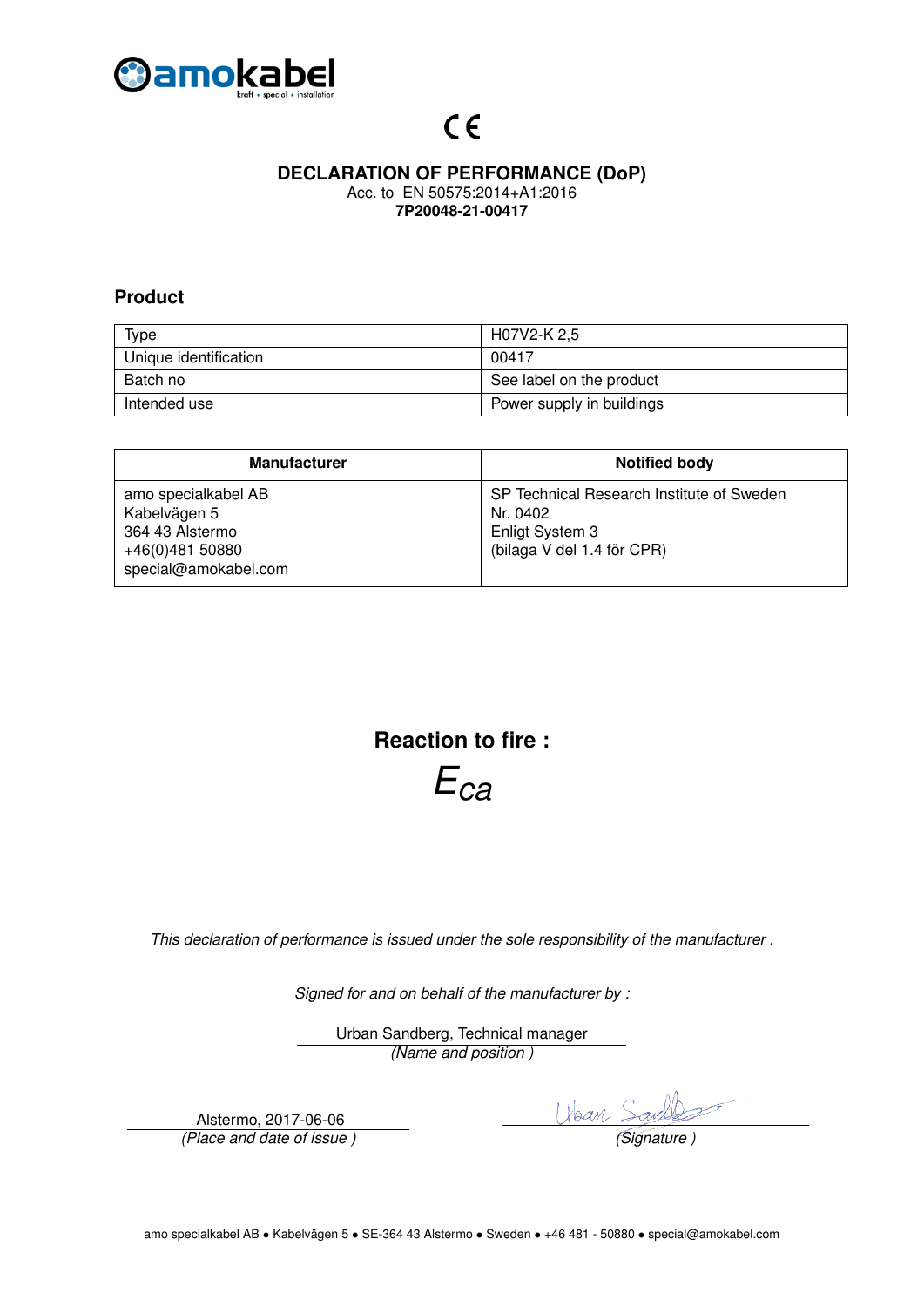amokabel

kraft • special • installation

CE

# DECLARATION OF PERFORMANCE (DoP)

Acc. to EN 50575:2014+A1:2016

**7P20048-21-00417**

## Product

| Type | H07V2-K 2,5 |
|---|---|
| Unique identification | 00417 |
| Batch no | See label on the product |
| Intended use | Power supply in buildings |

| Manufacturer | Notified body |
|---|---|
| amo specialkabel AB<br>Kabelvägen 5<br>364 43 Alstermo<br>+46(0)481 50880<br>special@amokabel.com | SP Technical Research Institute of Sweden<br>Nr. 0402<br>Enligt System 3<br>(bilaga V del 1.4 för CPR) |

## Reaction to fire :

$E_{ca}$

*This declaration of performance is issued under the sole responsibility of the manufacturer .*

*Signed for and on behalf of the manufacturer by :*

Urban Sandberg, Technical manager
*(Name and position )*

Alstermo, 2017-06-06
*(Place and date of issue )*

*(Signature )*

amo specialkabel AB • Kabelvägen 5 • SE-364 43 Alstermo • Sweden • +46 481 - 50880 • special@amokabel.com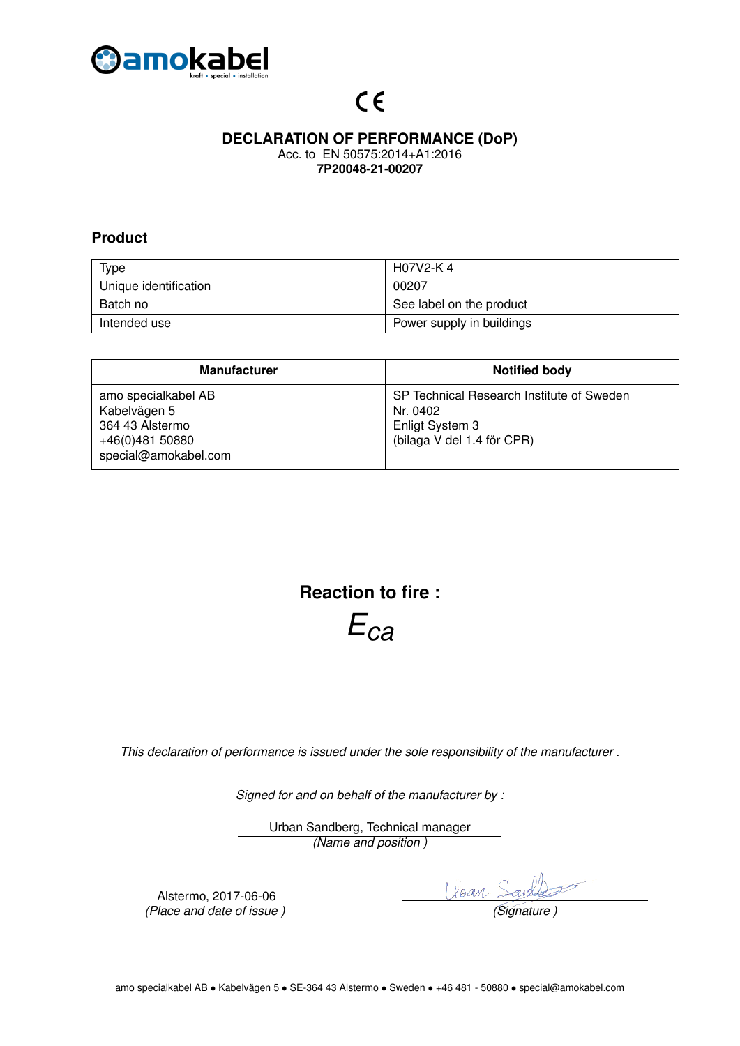CE

# DECLARATION OF PERFORMANCE (DoP)

Acc. to EN 50575:2014+A1:2016

**7P20048-21-00207**

## Product

| Type | H07V2-K 4 |
|---|---|
| Unique identification | 00207 |
| Batch no | See label on the product |
| Intended use | Power supply in buildings |

| Manufacturer | Notified body |
|---|---|
| amo specialkabel AB<br>Kabelvägen 5<br>364 43 Alstermo<br>+46(0)481 50880<br>special@amokabel.com | SP Technical Research Institute of Sweden<br>Nr. 0402<br>Enligt System 3<br>(bilaga V del 1.4 för CPR) |

## Reaction to fire :

$E_{ca}$

*This declaration of performance is issued under the sole responsibility of the manufacturer .*

*Signed for and on behalf of the manufacturer by :*

Urban Sandberg, Technical manager
*(Name and position )*

Alstermo, 2017-06-06
*(Place and date of issue )*

*(Signature )*

amo specialkabel AB • Kabelvägen 5 • SE-364 43 Alstermo • Sweden • +46 481 - 50880 • special@amokabel.com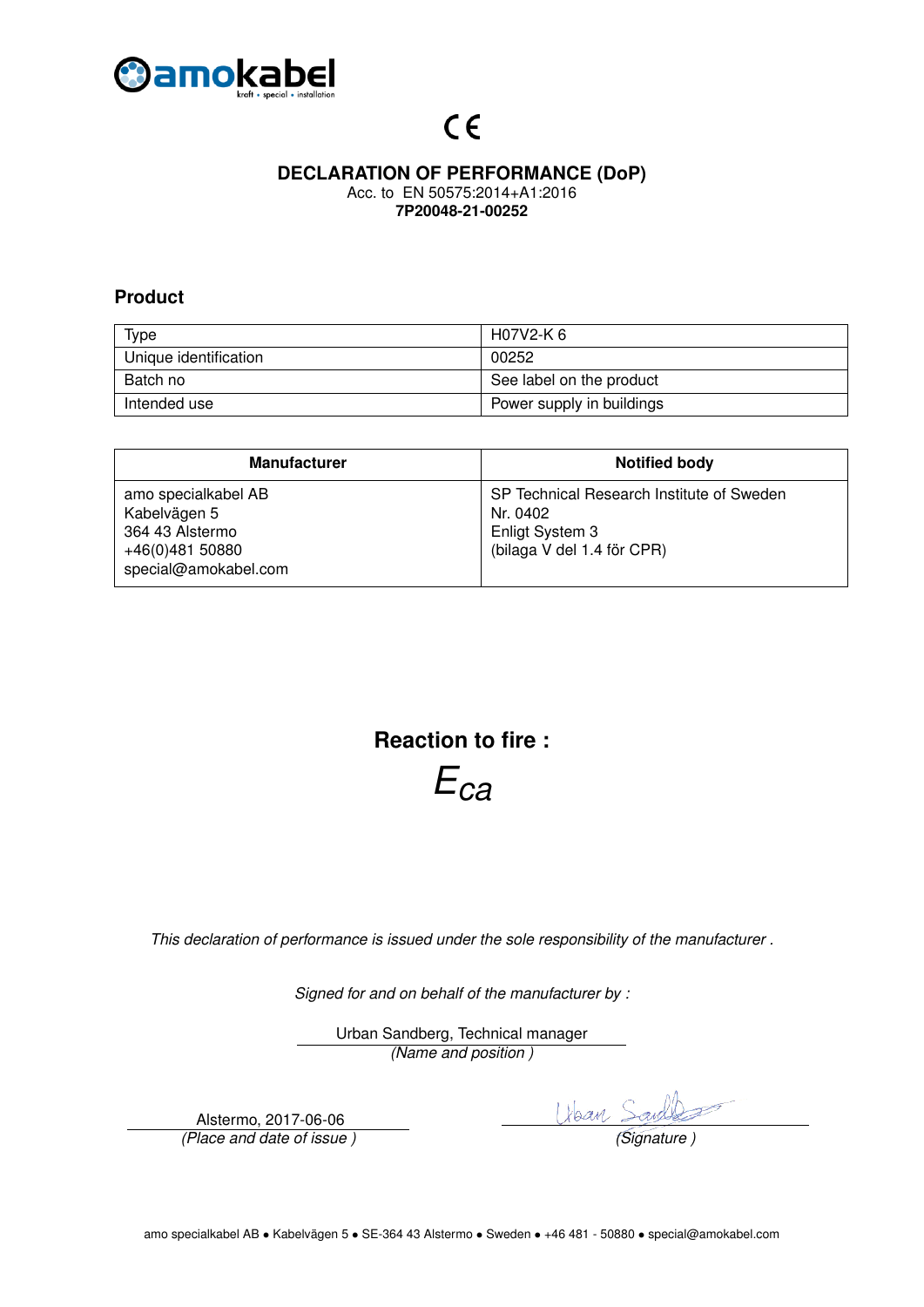CE

# DECLARATION OF PERFORMANCE (DoP)

Acc. to EN 50575:2014+A1:2016

**7P20048-21-00252**

## Product

| Type | H07V2-K 6 |
|---|---|
| Unique identification | 00252 |
| Batch no | See label on the product |
| Intended use | Power supply in buildings |

| Manufacturer | Notified body |
|---|---|
| amo specialkabel AB<br>Kabelvägen 5<br>364 43 Alstermo<br>+46(0)481 50880<br>special@amokabel.com | SP Technical Research Institute of Sweden<br>Nr. 0402<br>Enligt System 3<br>(bilaga V del 1.4 för CPR) |

## Reaction to fire :

$$E_{ca}$$

*This declaration of performance is issued under the sole responsibility of the manufacturer .*

*Signed for and on behalf of the manufacturer by :*

Urban Sandberg, Technical manager
*(Name and position )*

Alstermo, 2017-06-06
*(Place and date of issue )*

*(Signature )*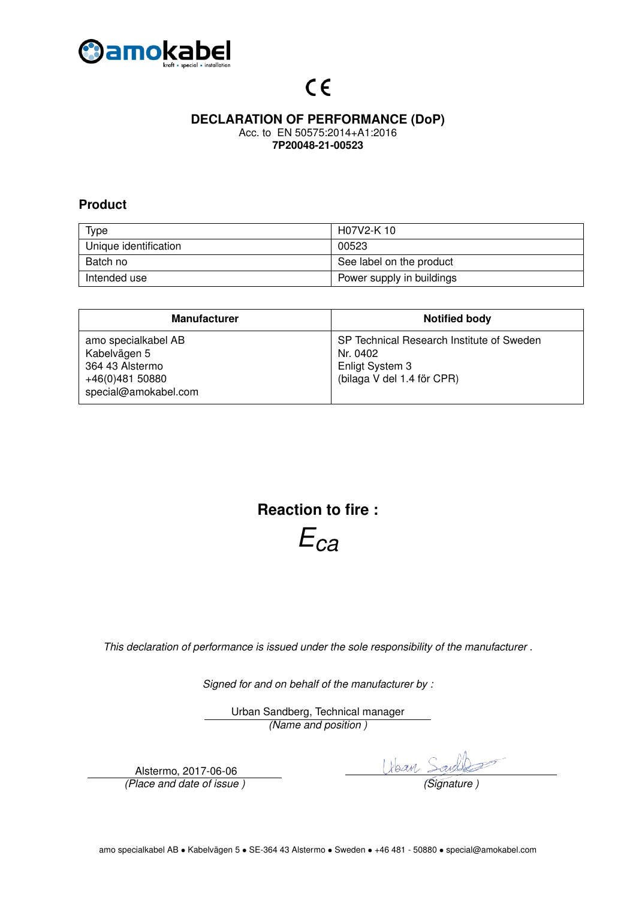CE

# DECLARATION OF PERFORMANCE (DoP)

Acc. to EN 50575:2014+A1:2016

**7P20048-21-00523**

## Product

| Type | H07V2-K 10 |
|---|---|
| Unique identification | 00523 |
| Batch no | See label on the product |
| Intended use | Power supply in buildings |

| Manufacturer | Notified body |
|---|---|
| amo specialkabel AB<br>Kabelvägen 5<br>364 43 Alstermo<br>+46(0)481 50880<br>special@amokabel.com | SP Technical Research Institute of Sweden<br>Nr. 0402<br>Enligt System 3<br>(bilaga V del 1.4 för CPR) |

**Reaction to fire :**

$E_{ca}$

*This declaration of performance is issued under the sole responsibility of the manufacturer .*

*Signed for and on behalf of the manufacturer by :*

Urban Sandberg, Technical manager
*(Name and position )*

Alstermo, 2017-06-06
*(Place and date of issue )*

Urban Sandberg
*(Signature )*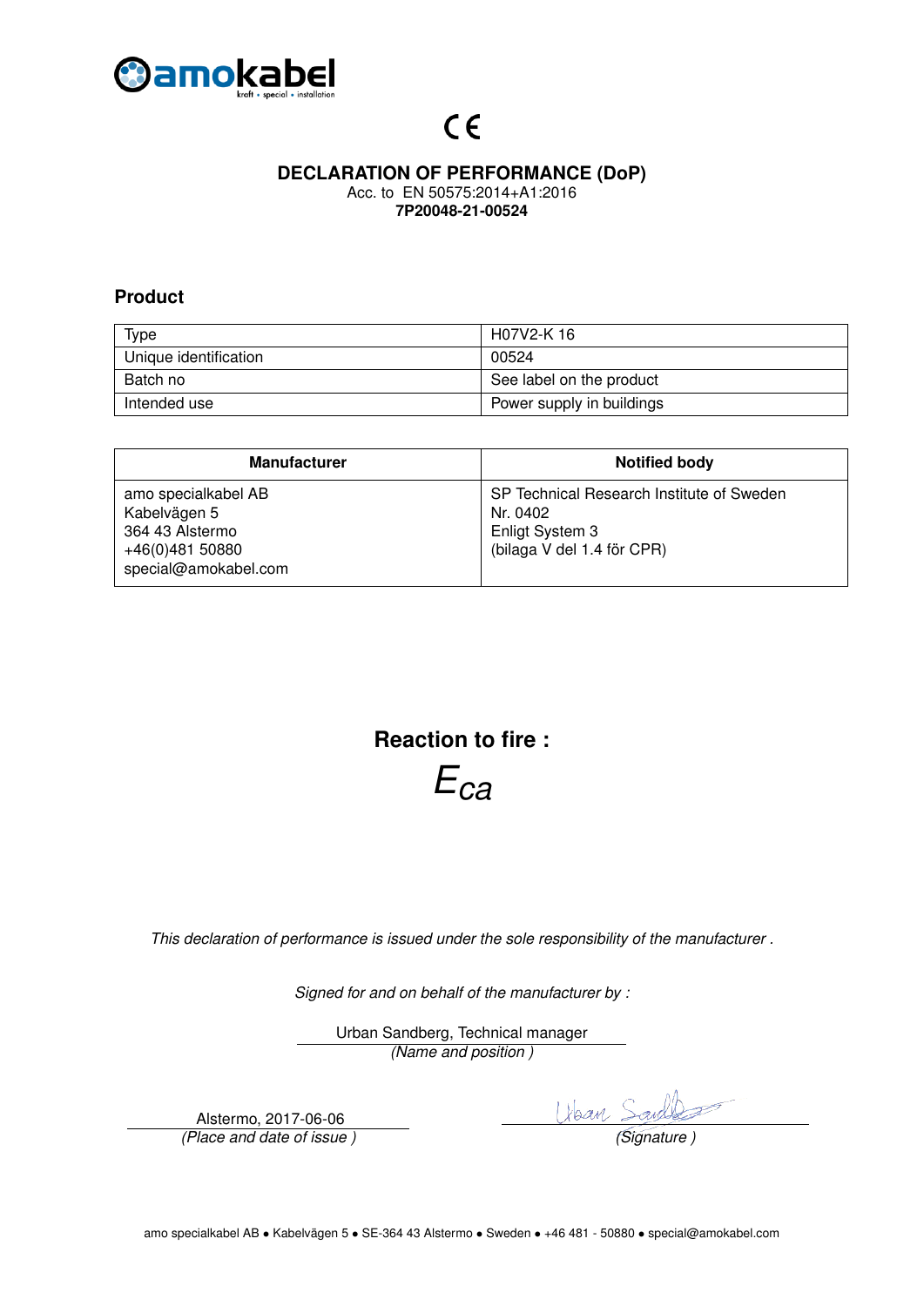CE

# DECLARATION OF PERFORMANCE (DoP)

Acc. to EN 50575:2014+A1:2016

**7P20048-21-00524**

## Product

| Type | H07V2-K 16 |
|---|---|
| Unique identification | 00524 |
| Batch no | See label on the product |
| Intended use | Power supply in buildings |

| Manufacturer | Notified body |
|---|---|
| amo specialkabel AB<br>Kabelvägen 5<br>364 43 Alstermo<br>+46(0)481 50880<br>special@amokabel.com | SP Technical Research Institute of Sweden<br>Nr. 0402<br>Enligt System 3<br>(bilaga V del 1.4 för CPR) |

**Reaction to fire :**

$E_{ca}$

*This declaration of performance is issued under the sole responsibility of the manufacturer .*

*Signed for and on behalf of the manufacturer by :*

Urban Sandberg, Technical manager
*(Name and position )*

Alstermo, 2017-06-06
*(Place and date of issue )*

*(Signature )*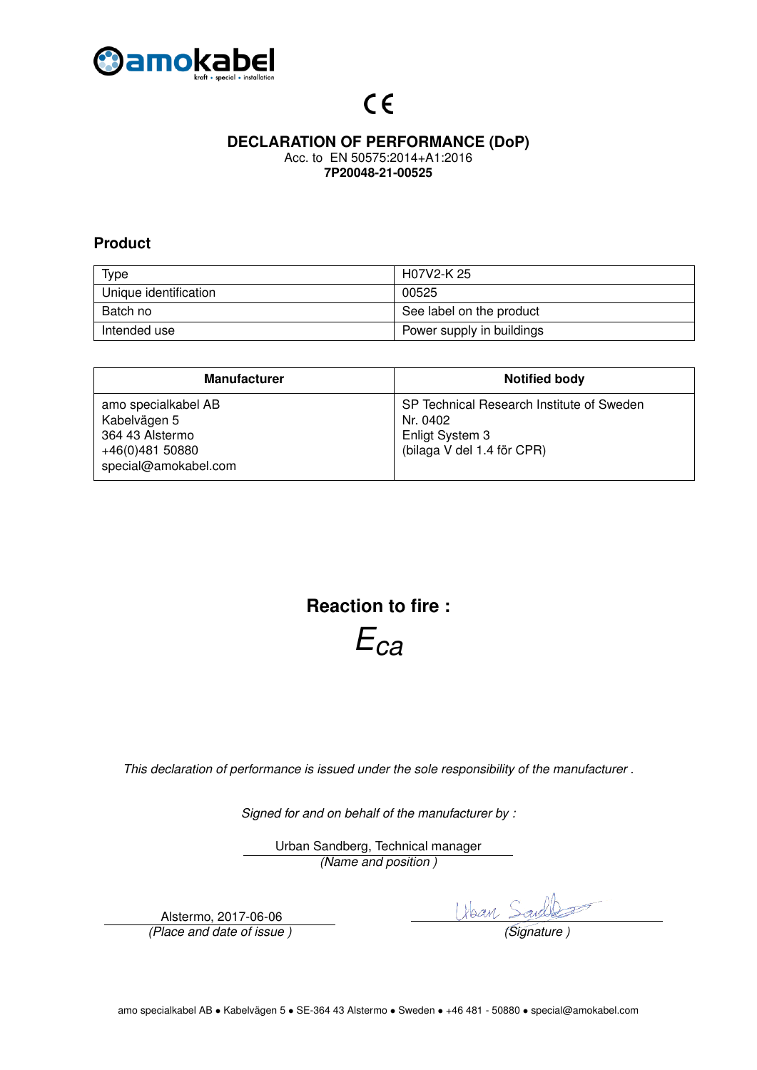CE

# DECLARATION OF PERFORMANCE (DoP)

Acc. to EN 50575:2014+A1:2016

**7P20048-21-00525**

## Product

| Type | H07V2-K 25 |
|---|---|
| Unique identification | 00525 |
| Batch no | See label on the product |
| Intended use | Power supply in buildings |

| Manufacturer | Notified body |
|---|---|
| amo specialkabel AB<br>Kabelvägen 5<br>364 43 Alstermo<br>+46(0)481 50880<br>special@amokabel.com | SP Technical Research Institute of Sweden<br>Nr. 0402<br>Enligt System 3<br>(bilaga V del 1.4 för CPR) |

## Reaction to fire :

$$E_{ca}$$

*This declaration of performance is issued under the sole responsibility of the manufacturer .*

*Signed for and on behalf of the manufacturer by :*

Urban Sandberg, Technical manager
*(Name and position )*

Alstermo, 2017-06-06
*(Place and date of issue )*

*(Signature )*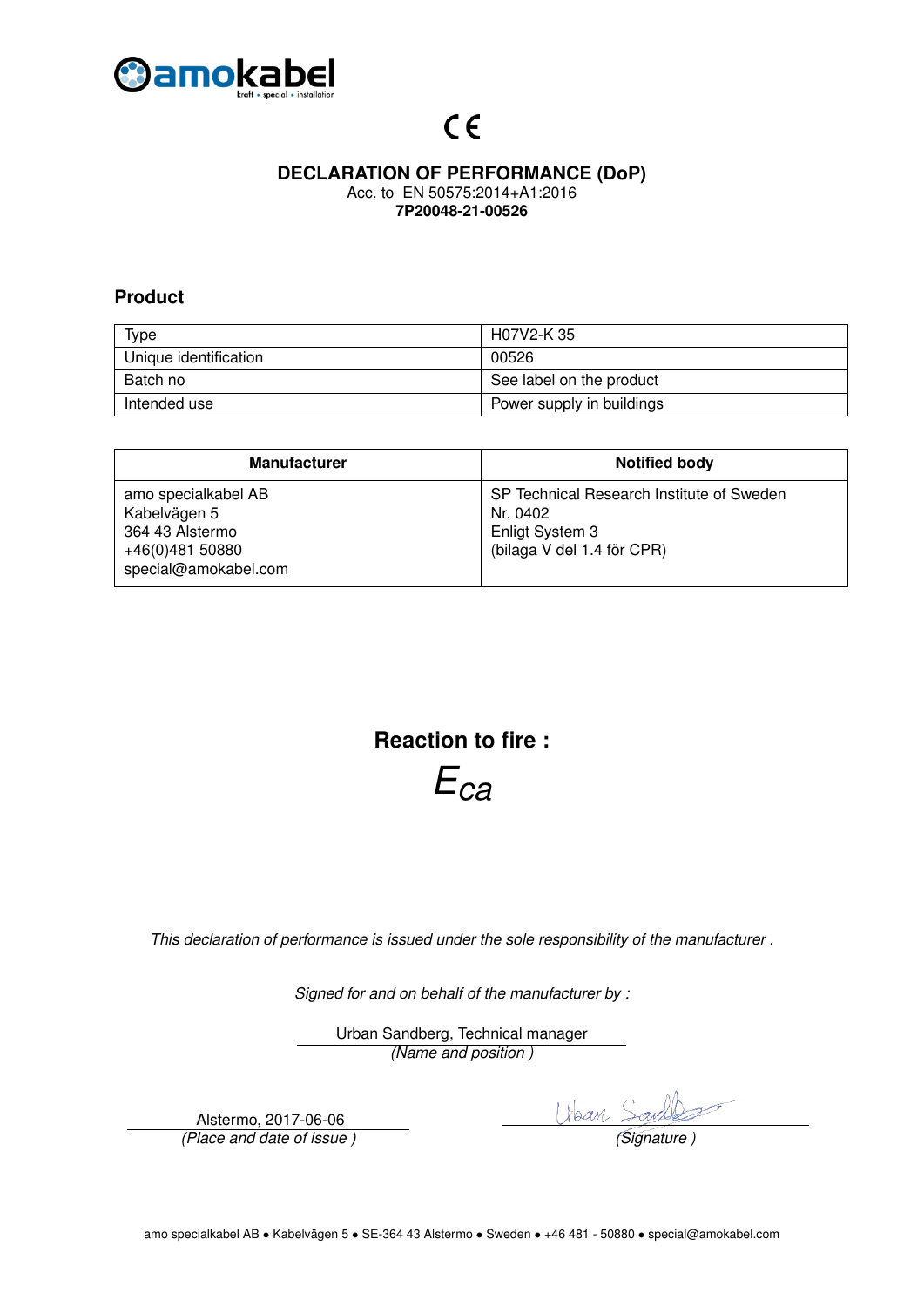CE

# DECLARATION OF PERFORMANCE (DoP)

Acc. to EN 50575:2014+A1:2016

**7P20048-21-00526**

## Product

| | |
|---|---|
| Type | H07V2-K 35 |
| Unique identification | 00526 |
| Batch no | See label on the product |
| Intended use | Power supply in buildings |

| Manufacturer | Notified body |
|---|---|
| amo specialkabel AB<br>Kabelvägen 5<br>364 43 Alstermo<br>+46(0)481 50880<br>special@amokabel.com | SP Technical Research Institute of Sweden<br>Nr. 0402<br>Enligt System 3<br>(bilaga V del 1.4 för CPR) |

**Reaction to fire :**

$E_{ca}$

*This declaration of performance is issued under the sole responsibility of the manufacturer .*

*Signed for and on behalf of the manufacturer by :*

Urban Sandberg, Technical manager
*(Name and position )*

Alstermo, 2017-06-06
*(Place and date of issue )*

*(Signature )*